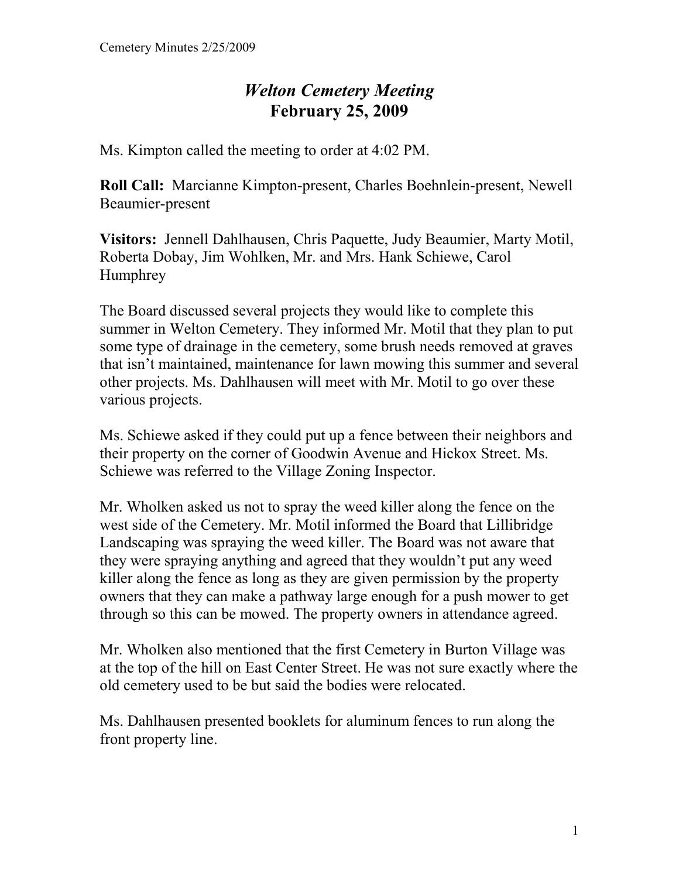# *Welton Cemetery Meeting*
## February 25, 2009

Ms. Kimpton called the meeting to order at 4:02 PM.

**Roll Call:** Marcianne Kimpton-present, Charles Boehnlein-present, Newell Beaumier-present

**Visitors:** Jennell Dahlhausen, Chris Paquette, Judy Beaumier, Marty Motil, Roberta Dobay, Jim Wohlken, Mr. and Mrs. Hank Schiewe, Carol Humphrey

The Board discussed several projects they would like to complete this summer in Welton Cemetery. They informed Mr. Motil that they plan to put some type of drainage in the cemetery, some brush needs removed at graves that isn't maintained, maintenance for lawn mowing this summer and several other projects. Ms. Dahlhausen will meet with Mr. Motil to go over these various projects.

Ms. Schiewe asked if they could put up a fence between their neighbors and their property on the corner of Goodwin Avenue and Hickox Street. Ms. Schiewe was referred to the Village Zoning Inspector.

Mr. Wholken asked us not to spray the weed killer along the fence on the west side of the Cemetery. Mr. Motil informed the Board that Lillibridge Landscaping was spraying the weed killer. The Board was not aware that they were spraying anything and agreed that they wouldn't put any weed killer along the fence as long as they are given permission by the property owners that they can make a pathway large enough for a push mower to get through so this can be mowed. The property owners in attendance agreed.

Mr. Wholken also mentioned that the first Cemetery in Burton Village was at the top of the hill on East Center Street. He was not sure exactly where the old cemetery used to be but said the bodies were relocated.

Ms. Dahlhausen presented booklets for aluminum fences to run along the front property line.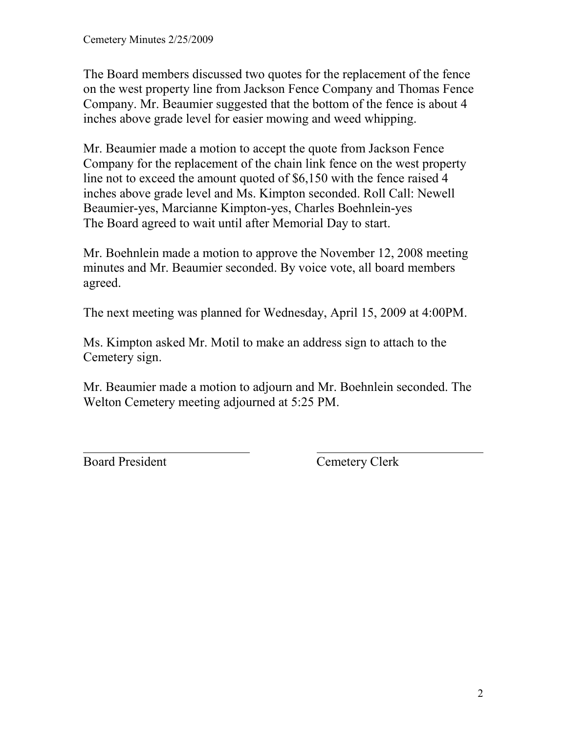The Board members discussed two quotes for the replacement of the fence on the west property line from Jackson Fence Company and Thomas Fence Company. Mr. Beaumier suggested that the bottom of the fence is about 4 inches above grade level for easier mowing and weed whipping.

Mr. Beaumier made a motion to accept the quote from Jackson Fence Company for the replacement of the chain link fence on the west property line not to exceed the amount quoted of $6,150 with the fence raised 4 inches above grade level and Ms. Kimpton seconded. Roll Call: Newell Beaumier-yes, Marcianne Kimpton-yes, Charles Boehnlein-yes
The Board agreed to wait until after Memorial Day to start.

Mr. Boehnlein made a motion to approve the November 12, 2008 meeting minutes and Mr. Beaumier seconded. By voice vote, all board members agreed.

The next meeting was planned for Wednesday, April 15, 2009 at 4:00PM.

Ms. Kimpton asked Mr. Motil to make an address sign to attach to the Cemetery sign.

Mr. Beaumier made a motion to adjourn and Mr. Boehnlein seconded. The Welton Cemetery meeting adjourned at 5:25 PM.

\_\_\_\_\_\_\_\_\_\_\_\_\_\_\_\_\_\_\_\_\_\_\_\_\_\_\_ \_\_\_\_\_\_\_\_\_\_\_\_\_\_\_\_\_\_\_\_\_\_\_\_\_\_\_

Board President Cemetery Clerk